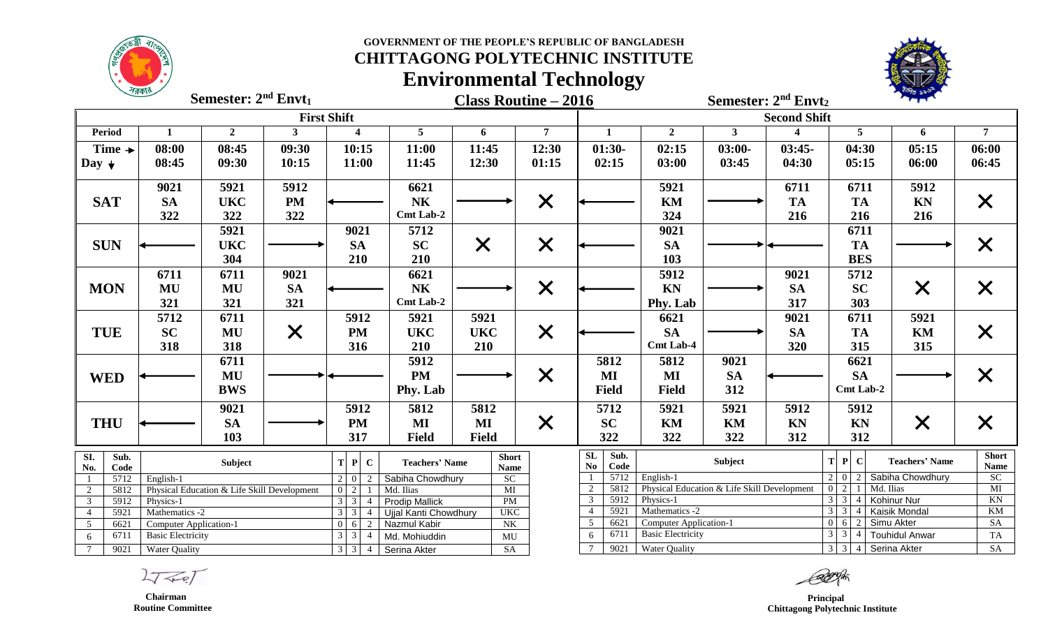GOVERNMENT OF THE PEOPLE'S REPUBLIC OF BANGLADESH

# CHITTAGONG POLYTECHNIC INSTITUTE

# Environmental Technology

## Class Routine – 2016

**Semester: 2nd Envt1** — **First Shift**

| Period | 1 | 2 | 3 | 4 | 5 | 6 | 7 |
|---|---|---|---|---|---|---|---|
| Time → / Day ↓ | 08:00 08:45 | 08:45 09:30 | 09:30 10:15 | 10:15 11:00 | 11:00 11:45 | 11:45 12:30 | 12:30 01:15 |
| SAT | 9021 SA 322 | 5921 UKC 322 | 5912 PM 322 | ← | 6621 NK Cmt Lab-2 | → | X |
| SUN | ← | 5921 UKC 304 | → | 9021 SA 210 | 5712 SC 210 | X | X |
| MON | 6711 MU 321 | 6711 MU 321 | 9021 SA 321 | ← | 6621 NK Cmt Lab-2 | → | X |
| TUE | 5712 SC 318 | 6711 MU 318 | X | 5912 PM 316 | 5921 UKC 210 | 5921 UKC 210 | X |
| WED | ← | 6711 MU BWS | → | ← | 5912 PM Phy. Lab | → | X |
| THU | ← | 9021 SA 103 | → | 5912 PM 317 | 5812 MI Field | 5812 MI Field | X |

| Sl. No. | Sub. Code | Subject | T | P | C | Teachers' Name | Short Name |
|---|---|---|---|---|---|---|---|
| 1 | 5712 | English-1 | 2 | 0 | 2 | Sabiha Chowdhury | SC |
| 2 | 5812 | Physical Education & Life Skill Development | 0 | 2 | 1 | Md. Ilias | MI |
| 3 | 5912 | Physics-1 | 3 | 3 | 4 | Prodip Mallick | PM |
| 4 | 5921 | Mathematics -2 | 3 | 3 | 4 | Ujjal Kanti Chowdhury | UKC |
| 5 | 6621 | Computer Application-1 | 0 | 6 | 2 | Nazmul Kabir | NK |
| 6 | 6711 | Basic Electricity | 3 | 3 | 4 | Md. Mohiuddin | MU |
| 7 | 9021 | Water Quality | 3 | 3 | 4 | Serina Akter | SA |

**Semester: 2nd Envt2** — **Second Shift**

| Period | 1 | 2 | 3 | 4 | 5 | 6 | 7 |
|---|---|---|---|---|---|---|---|
| Time → / Day ↓ | 01:30- 02:15 | 02:15 03:00 | 03:00- 03:45 | 03:45- 04:30 | 04:30 05:15 | 05:15 06:00 | 06:00 06:45 |
| SAT | ← | 5921 KM 324 | → | 6711 TA 216 | 6711 TA 216 | 5912 KN 216 | X |
| SUN | ← | 9021 SA 103 | → | ← | 6711 TA BES | → | X |
| MON | ← | 5912 KN Phy. Lab | → | 9021 SA 317 | 5712 SC 303 | X | X |
| TUE | ← | 6621 SA Cmt Lab-4 | → | 9021 SA 320 | 6711 TA 315 | 5921 KM 315 | X |
| WED | 5812 MI Field | 5812 MI Field | 9021 SA 312 | ← | 6621 SA Cmt Lab-2 | → | X |
| THU | 5712 SC 322 | 5921 KM 322 | 5921 KM 322 | 5912 KN 312 | 5912 KN 312 | X | X |

| SL No | Sub. Code | Subject | T | P | C | Teachers' Name | Short Name |
|---|---|---|---|---|---|---|---|
| 1 | 5712 | English-1 | 2 | 0 | 2 | Sabiha Chowdhury | SC |
| 2 | 5812 | Physical Education & Life Skill Development | 0 | 2 | 1 | Md. Ilias | MI |
| 3 | 5912 | Physics-1 | 3 | 3 | 4 | Kohinur Nur | KN |
| 4 | 5921 | Mathematics -2 | 3 | 3 | 4 | Kaisik Mondal | KM |
| 5 | 6621 | Computer Application-1 | 0 | 6 | 2 | Simu Akter | SA |
| 6 | 6711 | Basic Electricity | 3 | 3 | 4 | Touhidul Anwar | TA |
| 7 | 9021 | Water Quality | 3 | 3 | 4 | Serina Akter | SA |

**Chairman**
Routine Committee

**Principal**
Chittagong Polytechnic Institute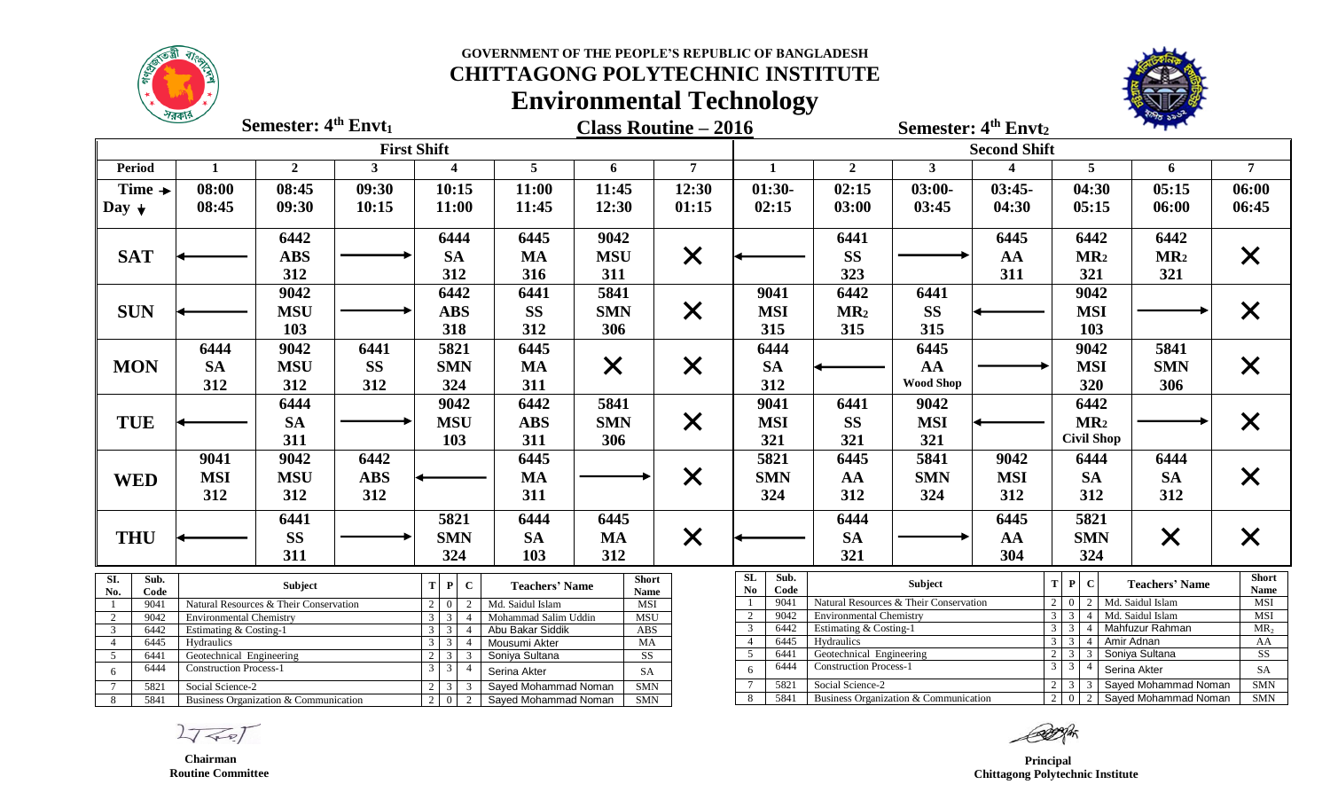# GOVERNMENT OF THE PEOPLE'S REPUBLIC OF BANGLADESH

# CHITTAGONG POLYTECHNIC INSTITUTE

# Environmental Technology

**Semester: 4th Envt1** | **Class Routine – 2016** | **Semester: 4th Envt2**

| | First Shift | | | | | | | Second Shift | | | | | | |
|---|---|---|---|---|---|---|---|---|---|---|---|---|---|---|
| **Period** | **1** | **2** | **3** | **4** | **5** | **6** | **7** | **1** | **2** | **3** | **4** | **5** | **6** | **7** |
| **Time → / Day ↓** | 08:00 08:45 | 08:45 09:30 | 09:30 10:15 | 10:15 11:00 | 11:00 11:45 | 11:45 12:30 | 12:30 01:15 | 01:30- 02:15 | 02:15 03:00 | 03:00- 03:45 | 03:45- 04:30 | 04:30 05:15 | 05:15 06:00 | 06:00 06:45 |
| **SAT** | ← | 6442 ABS 312 | → | 6444 SA 312 | 6445 MA 316 | 9042 MSU 311 | ✕ | ← | 6441 SS 323 | → | 6445 AA 311 | 6442 MR2 321 | 6442 MR2 321 | ✕ |
| **SUN** | ← | 9042 MSU 103 | → | 6442 ABS 318 | 6441 SS 312 | 5841 SMN 306 | ✕ | 9041 MSI 315 | 6442 MR2 315 | 6441 SS 315 | ← | 9042 MSI 103 | → | ✕ |
| **MON** | 6444 SA 312 | 9042 MSU 312 | 6441 SS 312 | 5821 SMN 324 | 6445 MA 311 | ✕ | ✕ | 6444 SA 312 | ← | 6445 AA Wood Shop | → | 9042 MSI 320 | 5841 SMN 306 | ✕ |
| **TUE** | ← | 6444 SA 311 | → | 9042 MSU 103 | 6442 ABS 311 | 5841 SMN 306 | ✕ | 9041 MSI 321 | 6441 SS 321 | 9042 MSI 321 | ← | 6442 MR2 Civil Shop | → | ✕ |
| **WED** | 9041 MSI 312 | 9042 MSU 312 | 6442 ABS 312 | ← | 6445 MA 311 | → | ✕ | 5821 SMN 324 | 6445 AA 312 | 5841 SMN 324 | 9042 MSI 312 | 6444 SA 312 | 6444 SA 312 | ✕ |
| **THU** | ← | 6441 SS 311 | → | 5821 SMN 324 | 6444 SA 103 | 6445 MA 312 | ✕ | ← | 6444 SA 321 | → | 6445 AA 304 | 5821 SMN 324 | ✕ | ✕ |

**First Shift (4th Envt1)**

| Sl. No. | Sub. Code | Subject | T | P | C | Teachers' Name | Short Name |
|---|---|---|---|---|---|---|---|
| 1 | 9041 | Natural Resources & Their Conservation | 2 | 0 | 2 | Md. Saidul Islam | MSI |
| 2 | 9042 | Environmental Chemistry | 3 | 3 | 4 | Mohammad Salim Uddin | MSU |
| 3 | 6442 | Estimating & Costing-1 | 3 | 3 | 4 | Abu Bakar Siddik | ABS |
| 4 | 6445 | Hydraulics | 3 | 3 | 4 | Mousumi Akter | MA |
| 5 | 6441 | Geotechnical Engineering | 2 | 3 | 3 | Soniya Sultana | SS |
| 6 | 6444 | Construction Process-1 | 3 | 3 | 4 | Serina Akter | SA |
| 7 | 5821 | Social Science-2 | 2 | 3 | 3 | Sayed Mohammad Noman | SMN |
| 8 | 5841 | Business Organization & Communication | 2 | 0 | 2 | Sayed Mohammad Noman | SMN |

**Second Shift (4th Envt2)**

| SL No | Sub. Code | Subject | T | P | C | Teachers' Name | Short Name |
|---|---|---|---|---|---|---|---|
| 1 | 9041 | Natural Resources & Their Conservation | 2 | 0 | 2 | Md. Saidul Islam | MSI |
| 2 | 9042 | Environmental Chemistry | 3 | 3 | 4 | Md. Saidul Islam | MSI |
| 3 | 6442 | Estimating & Costing-1 | 3 | 3 | 4 | Mahfuzur Rahman | MR2 |
| 4 | 6445 | Hydraulics | 3 | 3 | 4 | Amir Adnan | AA |
| 5 | 6441 | Geotechnical Engineering | 2 | 3 | 3 | Soniya Sultana | SS |
| 6 | 6444 | Construction Process-1 | 3 | 3 | 4 | Serina Akter | SA |
| 7 | 5821 | Social Science-2 | 2 | 3 | 3 | Sayed Mohammad Noman | SMN |
| 8 | 5841 | Business Organization & Communication | 2 | 0 | 2 | Sayed Mohammad Noman | SMN |

**Chairman**
**Routine Committee**

**Principal**
**Chittagong Polytechnic Institute**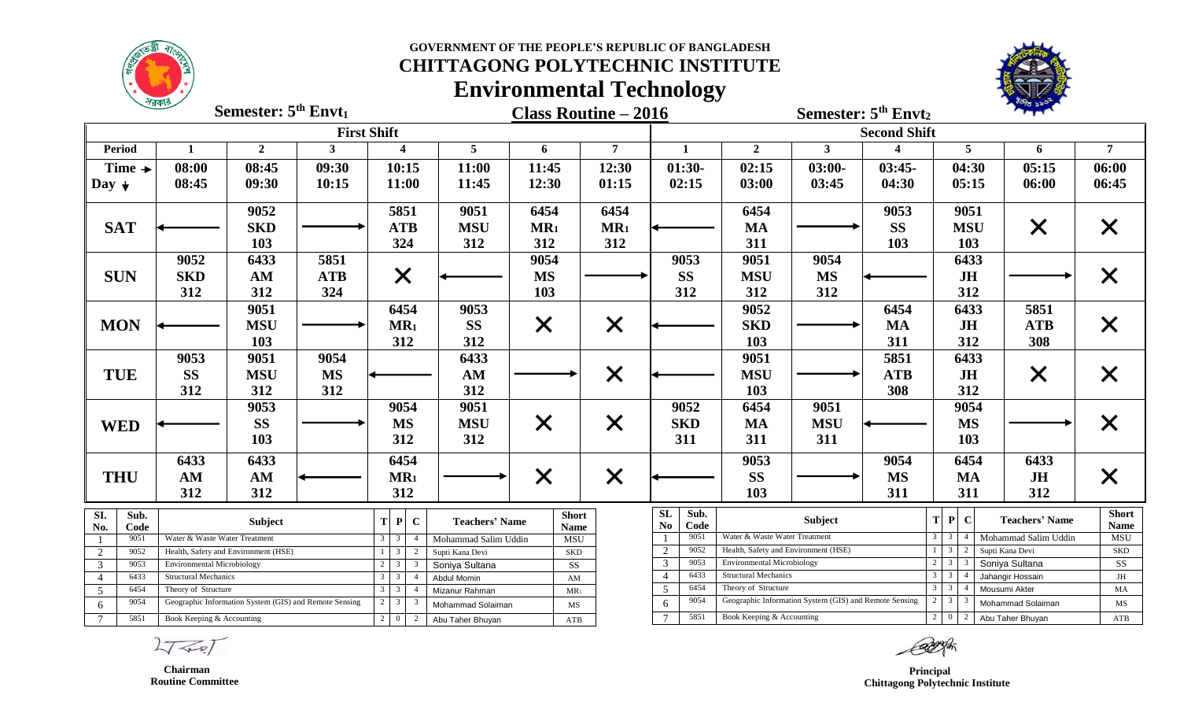# GOVERNMENT OF THE PEOPLE'S REPUBLIC OF BANGLADESH

# CHITTAGONG POLYTECHNIC INSTITUTE

# Environmental Technology

## Class Routine – 2016

**Semester: 5th Envt1** (First Shift) | **Semester: 5th Envt2** (Second Shift)

| Period | First Shift 1 | 2 | 3 | 4 | 5 | 6 | 7 | Second Shift 1 | 2 | 3 | 4 | 5 | 6 | 7 |
|---|---|---|---|---|---|---|---|---|---|---|---|---|---|---|
| Time → / Day ↓ | 08:00 08:45 | 08:45 09:30 | 09:30 10:15 | 10:15 11:00 | 11:00 11:45 | 11:45 12:30 | 12:30 01:15 | 01:30- 02:15 | 02:15 03:00 | 03:00- 03:45 | 03:45- 04:30 | 04:30 05:15 | 05:15 06:00 | 06:00 06:45 |
| SAT | ← | 9052 SKD 103 | → | 5851 ATB 324 | 9051 MSU 312 | 6454 MR1 312 | 6454 MR1 312 | ← | 6454 MA 311 | → | 9053 SS 103 | 9051 MSU 103 | X | X |
| SUN | 9052 SKD 312 | 6433 AM 312 | 5851 ATB 324 | X | ← | 9054 MS 103 | → | 9053 SS 312 | 9051 MSU 312 | 9054 MS 312 | ← | 6433 JH 312 | → | X |
| MON | ← | 9051 MSU 103 | → | 6454 MR1 312 | 9053 SS 312 | X | X | ← | 9052 SKD 103 | → | 6454 MA 311 | 6433 JH 312 | 5851 ATB 308 | X |
| TUE | 9053 SS 312 | 9051 MSU 312 | 9054 MS 312 | ← | 6433 AM 312 | → | X | ← | 9051 MSU 103 | → | 5851 ATB 308 | 6433 JH 312 | X | X |
| WED | ← | 9053 SS 103 | → | 9054 MS 312 | 9051 MSU 312 | X | X | 9052 SKD 311 | 6454 MA 311 | 9051 MSU 311 | ← | 9054 MS 103 | → | X |
| THU | 6433 AM 312 | 6433 AM 312 | ← | 6454 MR1 312 | → | X | X | ← | 9053 SS 103 | → | 9054 MS 311 | 6454 MA 311 | 6433 JH 312 | X |

**First Shift (5th Envt1)**

| SI. No. | Sub. Code | Subject | T | P | C | Teachers' Name | Short Name |
|---|---|---|---|---|---|---|---|
| 1 | 9051 | Water & Waste Water Treatment | 3 | 3 | 4 | Mohammad Salim Uddin | MSU |
| 2 | 9052 | Health, Safety and Environment (HSE) | 1 | 3 | 2 | Supti Kana Devi | SKD |
| 3 | 9053 | Environmental Microbiology | 2 | 3 | 3 | Soniya Sultana | SS |
| 4 | 6433 | Structural Mechanics | 3 | 3 | 4 | Abdul Momin | AM |
| 5 | 6454 | Theory of Structure | 3 | 3 | 4 | Mizanur Rahman | MR1 |
| 6 | 9054 | Geographic Information System (GIS) and Remote Sensing | 2 | 3 | 3 | Mohammad Solaiman | MS |
| 7 | 5851 | Book Keeping & Accounting | 2 | 0 | 2 | Abu Taher Bhuyan | ATB |

**Second Shift (5th Envt2)**

| SL No | Sub. Code | Subject | T | P | C | Teachers' Name | Short Name |
|---|---|---|---|---|---|---|---|
| 1 | 9051 | Water & Waste Water Treatment | 3 | 3 | 4 | Mohammad Salim Uddin | MSU |
| 2 | 9052 | Health, Safety and Environment (HSE) | 1 | 3 | 2 | Supti Kana Devi | SKD |
| 3 | 9053 | Environmental Microbiology | 2 | 3 | 3 | Soniya Sultana | SS |
| 4 | 6433 | Structural Mechanics | 3 | 3 | 4 | Jahangir Hossain | JH |
| 5 | 6454 | Theory of Structure | 3 | 3 | 4 | Mousumi Akter | MA |
| 6 | 9054 | Geographic Information System (GIS) and Remote Sensing | 2 | 3 | 3 | Mohammad Solaiman | MS |
| 7 | 5851 | Book Keeping & Accounting | 2 | 0 | 2 | Abu Taher Bhuyan | ATB |

**Chairman**
Routine Committee

**Principal**
Chittagong Polytechnic Institute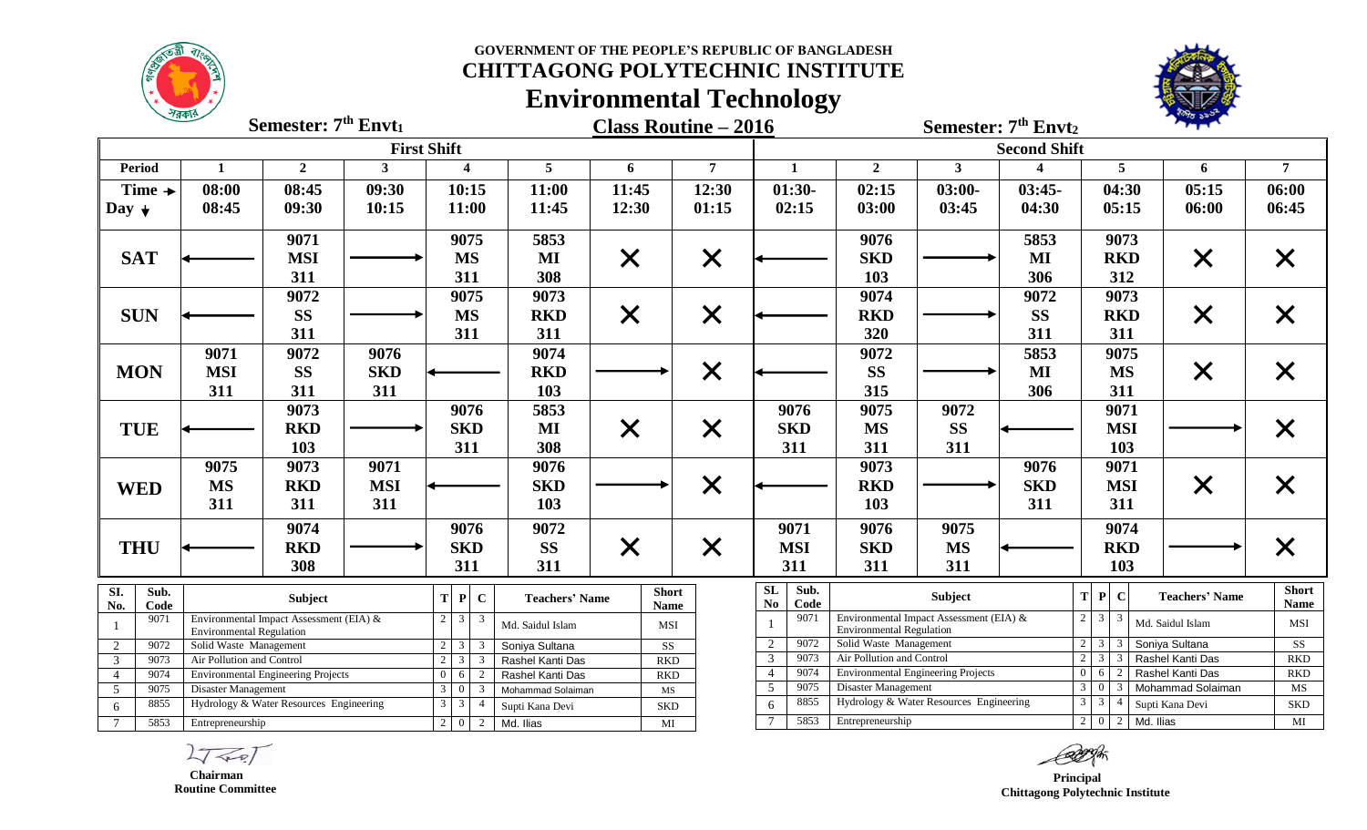GOVERNMENT OF THE PEOPLE'S REPUBLIC OF BANGLADESH

# CHITTAGONG POLYTECHNIC INSTITUTE

## Environmental Technology

**Semester: 7th Envt1** — **Class Routine – 2016** — **Semester: 7th Envt2**

| | First Shift | | | | | | | Second Shift | | | | | | |
|---|---|---|---|---|---|---|---|---|---|---|---|---|---|---|
| Period | 1 | 2 | 3 | 4 | 5 | 6 | 7 | 1 | 2 | 3 | 4 | 5 | 6 | 7 |
| Time → / Day ↓ | 08:00 08:45 | 08:45 09:30 | 09:30 10:15 | 10:15 11:00 | 11:00 11:45 | 11:45 12:30 | 12:30 01:15 | 01:30- 02:15 | 02:15 03:00 | 03:00- 03:45 | 03:45- 04:30 | 04:30 05:15 | 05:15 06:00 | 06:00 06:45 |
| SAT | ← | 9071 MSI 311 | → | 9075 MS 311 | 5853 MI 308 | ✕ | ✕ | ← | 9076 SKD 103 | → | 5853 MI 306 | 9073 RKD 312 | ✕ | ✕ |
| SUN | ← | 9072 SS 311 | → | 9075 MS 311 | 9073 RKD 311 | ✕ | ✕ | ← | 9074 RKD 320 | → | 9072 SS 311 | 9073 RKD 311 | ✕ | ✕ |
| MON | 9071 MSI 311 | 9072 SS 311 | 9076 SKD 311 | ← | 9074 RKD 103 | → | ✕ | ← | 9072 SS 315 | → | 5853 MI 306 | 9075 MS 311 | ✕ | ✕ |
| TUE | ← | 9073 RKD 103 | → | 9076 SKD 311 | 5853 MI 308 | ✕ | ✕ | 9076 SKD 311 | 9075 MS 311 | 9072 SS 311 | ← | 9071 MSI 103 | → | ✕ |
| WED | 9075 MS 311 | 9073 RKD 311 | 9071 MSI 311 | ← | 9076 SKD 103 | → | ✕ | ← | 9073 RKD 103 | → | 9076 SKD 311 | 9071 MSI 311 | ✕ | ✕ |
| THU | ← | 9074 RKD 308 | → | 9076 SKD 311 | 9072 SS 311 | ✕ | ✕ | 9071 MSI 311 | 9076 SKD 311 | 9075 MS 311 | ← | 9074 RKD 103 | → | ✕ |

| SI. No. | Sub. Code | Subject | T | P | C | Teachers' Name | Short Name |
|---|---|---|---|---|---|---|---|
| 1 | 9071 | Environmental Impact Assessment (EIA) & Environmental Regulation | 2 | 3 | 3 | Md. Saidul Islam | MSI |
| 2 | 9072 | Solid Waste Management | 2 | 3 | 3 | Soniya Sultana | SS |
| 3 | 9073 | Air Pollution and Control | 2 | 3 | 3 | Rashel Kanti Das | RKD |
| 4 | 9074 | Environmental Engineering Projects | 0 | 6 | 2 | Rashel Kanti Das | RKD |
| 5 | 9075 | Disaster Management | 3 | 0 | 3 | Mohammad Solaiman | MS |
| 6 | 8855 | Hydrology & Water Resources Engineering | 3 | 3 | 4 | Supti Kana Devi | SKD |
| 7 | 5853 | Entrepreneurship | 2 | 0 | 2 | Md. Ilias | MI |

| SL No | Sub. Code | Subject | T | P | C | Teachers' Name | Short Name |
|---|---|---|---|---|---|---|---|
| 1 | 9071 | Environmental Impact Assessment (EIA) & Environmental Regulation | 2 | 3 | 3 | Md. Saidul Islam | MSI |
| 2 | 9072 | Solid Waste Management | 2 | 3 | 3 | Soniya Sultana | SS |
| 3 | 9073 | Air Pollution and Control | 2 | 3 | 3 | Rashel Kanti Das | RKD |
| 4 | 9074 | Environmental Engineering Projects | 0 | 6 | 2 | Rashel Kanti Das | RKD |
| 5 | 9075 | Disaster Management | 3 | 0 | 3 | Mohammad Solaiman | MS |
| 6 | 8855 | Hydrology & Water Resources Engineering | 3 | 3 | 4 | Supti Kana Devi | SKD |
| 7 | 5853 | Entrepreneurship | 2 | 0 | 2 | Md. Ilias | MI |

**Chairman**
**Routine Committee**

**Principal**
**Chittagong Polytechnic Institute**